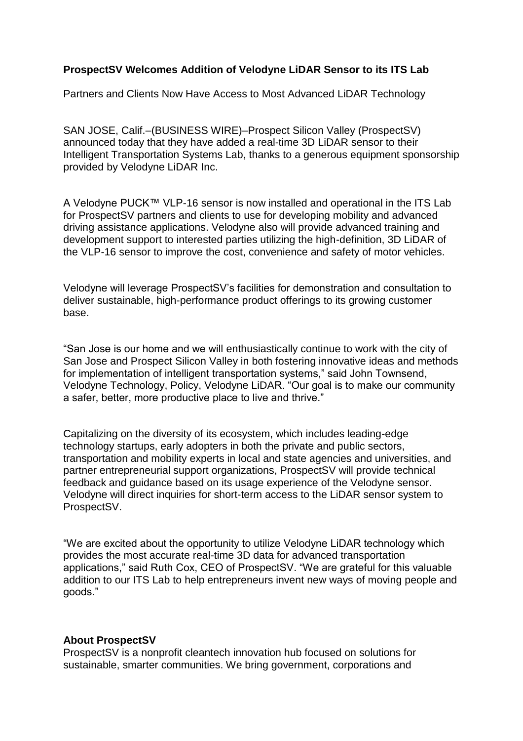**ProspectSV Welcomes Addition of Velodyne LiDAR Sensor to its ITS Lab**

Partners and Clients Now Have Access to Most Advanced LiDAR Technology

SAN JOSE, Calif.–(BUSINESS WIRE)–Prospect Silicon Valley (ProspectSV) announced today that they have added a real-time 3D LiDAR sensor to their Intelligent Transportation Systems Lab, thanks to a generous equipment sponsorship provided by Velodyne LiDAR Inc.

A Velodyne PUCK™ VLP-16 sensor is now installed and operational in the ITS Lab for ProspectSV partners and clients to use for developing mobility and advanced driving assistance applications. Velodyne also will provide advanced training and development support to interested parties utilizing the high-definition, 3D LiDAR of the VLP-16 sensor to improve the cost, convenience and safety of motor vehicles.

Velodyne will leverage ProspectSV's facilities for demonstration and consultation to deliver sustainable, high-performance product offerings to its growing customer base.

"San Jose is our home and we will enthusiastically continue to work with the city of San Jose and Prospect Silicon Valley in both fostering innovative ideas and methods for implementation of intelligent transportation systems," said John Townsend, Velodyne Technology, Policy, Velodyne LiDAR. "Our goal is to make our community a safer, better, more productive place to live and thrive."

Capitalizing on the diversity of its ecosystem, which includes leading-edge technology startups, early adopters in both the private and public sectors, transportation and mobility experts in local and state agencies and universities, and partner entrepreneurial support organizations, ProspectSV will provide technical feedback and guidance based on its usage experience of the Velodyne sensor. Velodyne will direct inquiries for short-term access to the LiDAR sensor system to ProspectSV.

"We are excited about the opportunity to utilize Velodyne LiDAR technology which provides the most accurate real-time 3D data for advanced transportation applications," said Ruth Cox, CEO of ProspectSV. "We are grateful for this valuable addition to our ITS Lab to help entrepreneurs invent new ways of moving people and goods."

**About ProspectSV**

ProspectSV is a nonprofit cleantech innovation hub focused on solutions for sustainable, smarter communities. We bring government, corporations and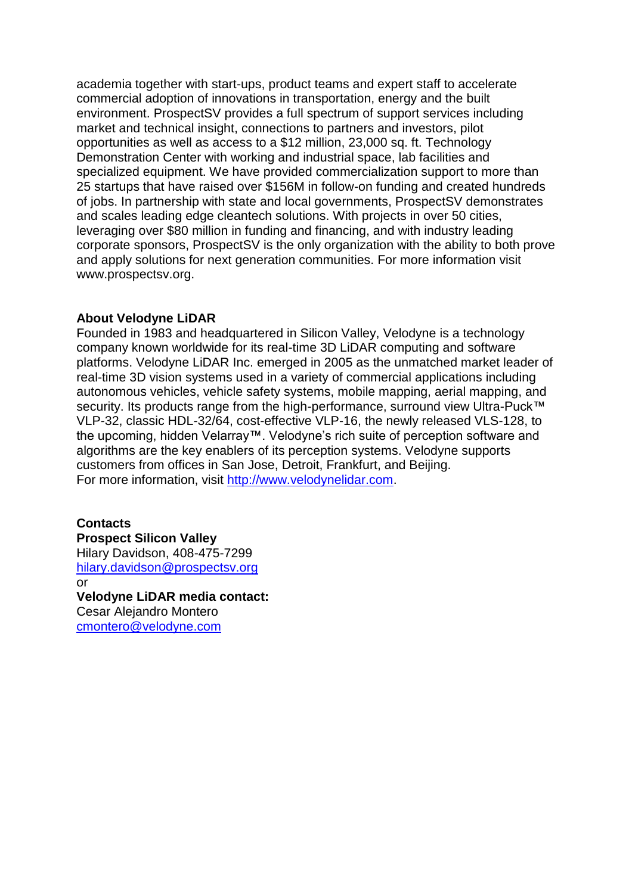academia together with start-ups, product teams and expert staff to accelerate commercial adoption of innovations in transportation, energy and the built environment. ProspectSV provides a full spectrum of support services including market and technical insight, connections to partners and investors, pilot opportunities as well as access to a $12 million, 23,000 sq. ft. Technology Demonstration Center with working and industrial space, lab facilities and specialized equipment. We have provided commercialization support to more than 25 startups that have raised over $156M in follow-on funding and created hundreds of jobs. In partnership with state and local governments, ProspectSV demonstrates and scales leading edge cleantech solutions. With projects in over 50 cities, leveraging over $80 million in funding and financing, and with industry leading corporate sponsors, ProspectSV is the only organization with the ability to both prove and apply solutions for next generation communities. For more information visit www.prospectsv.org.

**About Velodyne LiDAR**

Founded in 1983 and headquartered in Silicon Valley, Velodyne is a technology company known worldwide for its real-time 3D LiDAR computing and software platforms. Velodyne LiDAR Inc. emerged in 2005 as the unmatched market leader of real-time 3D vision systems used in a variety of commercial applications including autonomous vehicles, vehicle safety systems, mobile mapping, aerial mapping, and security. Its products range from the high-performance, surround view Ultra-Puck™ VLP-32, classic HDL-32/64, cost-effective VLP-16, the newly released VLS-128, to the upcoming, hidden Velarray™. Velodyne's rich suite of perception software and algorithms are the key enablers of its perception systems. Velodyne supports customers from offices in San Jose, Detroit, Frankfurt, and Beijing.
For more information, visit http://www.velodynelidar.com.

**Contacts**
**Prospect Silicon Valley**
Hilary Davidson, 408-475-7299
hilary.davidson@prospectsv.org
or
**Velodyne LiDAR media contact:**
Cesar Alejandro Montero
cmontero@velodyne.com